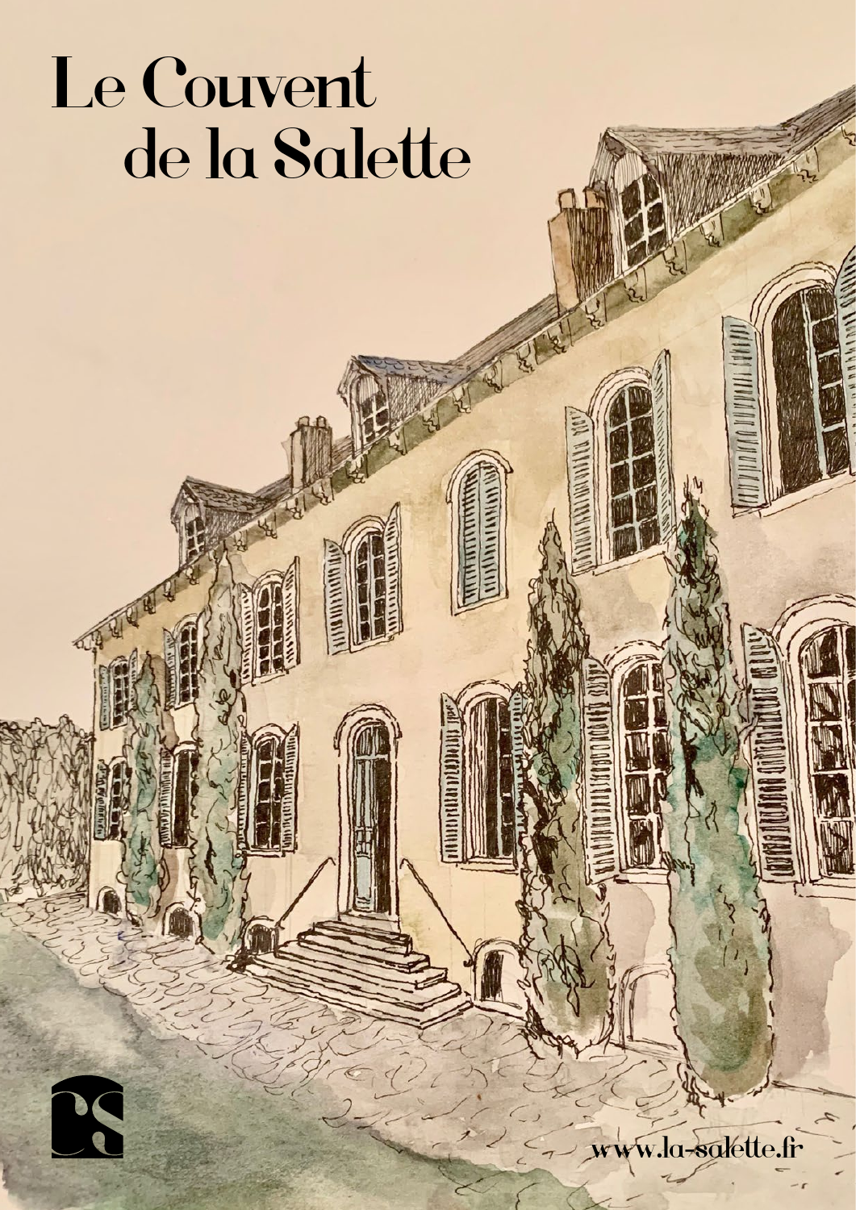# Le Couvent de la Salette

www.la-salette.fr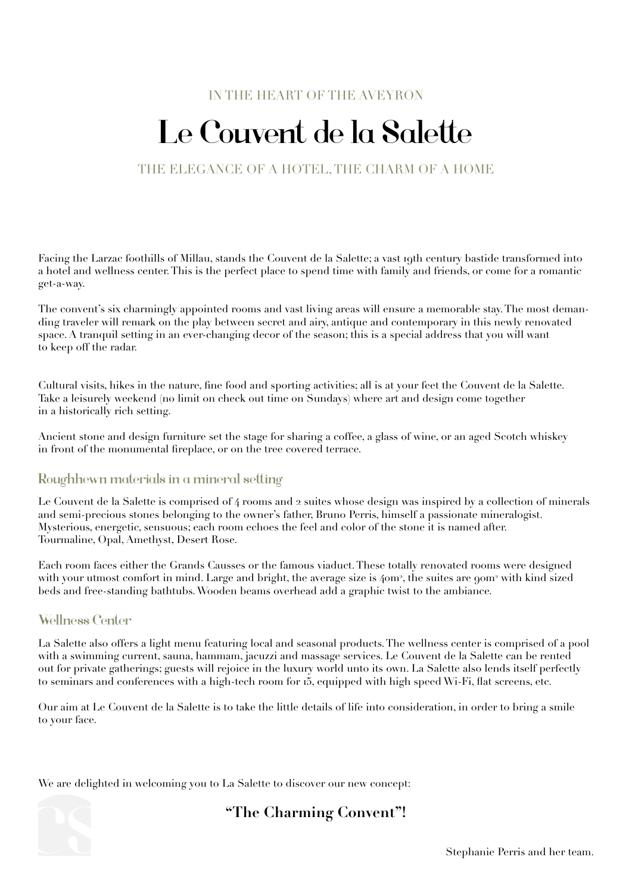IN THE HEART OF THE AVEYRON

# Le Couvent de la Salette

THE ELEGANCE OF A HOTEL, THE CHARM OF A HOME

Facing the Larzac foothills of Millau, stands the Couvent de la Salette; a vast 19th century bastide transformed into a hotel and wellness center. This is the perfect place to spend time with family and friends, or come for a romantic get-a-way.

The convent's six charmingly appointed rooms and vast living areas will ensure a memorable stay. The most demanding traveler will remark on the play between secret and airy, antique and contemporary in this newly renovated space. A tranquil setting in an ever-changing decor of the season; this is a special address that you will want to keep off the radar.

Cultural visits, hikes in the nature, fine food and sporting activities; all is at your feet the Couvent de la Salette. Take a leisurely weekend (no limit on check out time on Sundays) where art and design come together in a historically rich setting.

Ancient stone and design furniture set the stage for sharing a coffee, a glass of wine, or an aged Scotch whiskey in front of the monumental fireplace, or on the tree covered terrace.

## Roughhewn materials in a mineral setting

Le Couvent de la Salette is comprised of 4 rooms and 2 suites whose design was inspired by a collection of minerals and semi-precious stones belonging to the owner's father, Bruno Perris, himself a passionate mineralogist. Mysterious, energetic, sensuous; each room echoes the feel and color of the stone it is named after. Tourmaline, Opal, Amethyst, Desert Rose.

Each room faces either the Grands Causses or the famous viaduct. These totally renovated rooms were designed with your utmost comfort in mind. Large and bright, the average size is 40m², the suites are 90m² with kind sized beds and free-standing bathtubs. Wooden beams overhead add a graphic twist to the ambiance.

## Wellness Center

La Salette also offers a light menu featuring local and seasonal products. The wellness center is comprised of a pool with a swimming current, sauna, hammam, jacuzzi and massage services. Le Couvent de la Salette can be rented out for private gatherings; guests will rejoice in the luxury world unto its own. La Salette also lends itself perfectly to seminars and conferences with a high-tech room for 15, equipped with high speed Wi-Fi, flat screens, etc.

Our aim at Le Couvent de la Salette is to take the little details of life into consideration, in order to bring a smile to your face.

We are delighted in welcoming you to La Salette to discover our new concept:

**"The Charming Convent"!**

Stephanie Perris and her team.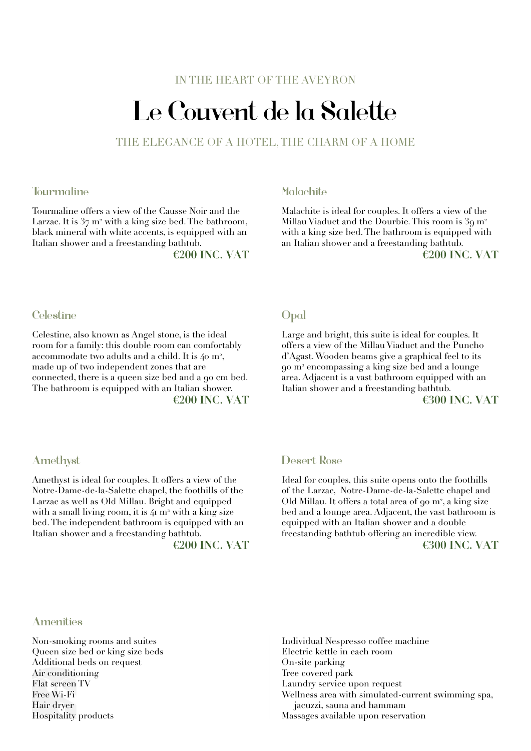IN THE HEART OF THE AVEYRON

# Le Couvent de la Salette

THE ELEGANCE OF A HOTEL, THE CHARM OF A HOME

## Tourmaline

Tourmaline offers a view of the Causse Noir and the Larzac. It is 37 m² with a king size bed. The bathroom, black mineral with white accents, is equipped with an Italian shower and a freestanding bathtub.

**€200 INC. VAT**

## Malachite

Malachite is ideal for couples. It offers a view of the Millau Viaduct and the Dourbie. This room is 39 m² with a king size bed. The bathroom is equipped with an Italian shower and a freestanding bathtub.

**€200 INC. VAT**

## Celestine

Celestine, also known as Angel stone, is the ideal room for a family: this double room can comfortably accommodate two adults and a child. It is 40 m², made up of two independent zones that are connected, there is a queen size bed and a 90 cm bed. The bathroom is equipped with an Italian shower.

**€200 INC. VAT**

## Opal

Large and bright, this suite is ideal for couples. It offers a view of the Millau Viaduct and the Puncho d'Agast. Wooden beams give a graphical feel to its 90 m² encompassing a king size bed and a lounge area. Adjacent is a vast bathroom equipped with an Italian shower and a freestanding bathtub.

**€300 INC. VAT**

## Amethyst

Amethyst is ideal for couples. It offers a view of the Notre-Dame-de-la-Salette chapel, the foothills of the Larzac as well as Old Millau. Bright and equipped with a small living room, it is 41 m² with a king size bed. The independent bathroom is equipped with an Italian shower and a freestanding bathtub.

**€200 INC. VAT**

## Desert Rose

Ideal for couples, this suite opens onto the foothills of the Larzac, Notre-Dame-de-la-Salette chapel and Old Millau. It offers a total area of 90 m², a king size bed and a lounge area. Adjacent, the vast bathroom is equipped with an Italian shower and a double freestanding bathtub offering an incredible view.

**€300 INC. VAT**

## Amenities

Non-smoking rooms and suites
Queen size bed or king size beds
Additional beds on request
Air conditioning
Flat screen TV
Free Wi-Fi
Hair dryer
Hospitality products
Individual Nespresso coffee machine
Electric kettle in each room
On-site parking
Tree covered park
Laundry service upon request
Wellness area with simulated-current swimming spa, jacuzzi, sauna and hammam
Massages available upon reservation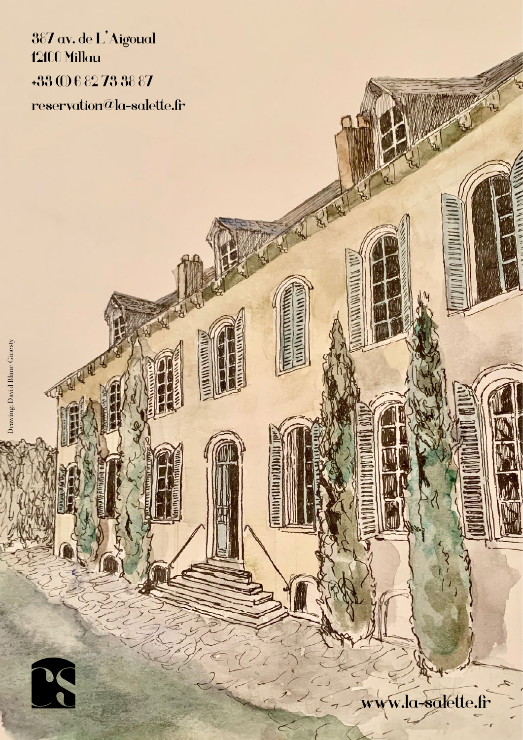387 av. de L'Aigoual
12100 Millau

+33 (0) 6 82 73 38 87

reservation@la-salette.fr

Drawing: David Blanc Ginesty

www.la-salette.fr